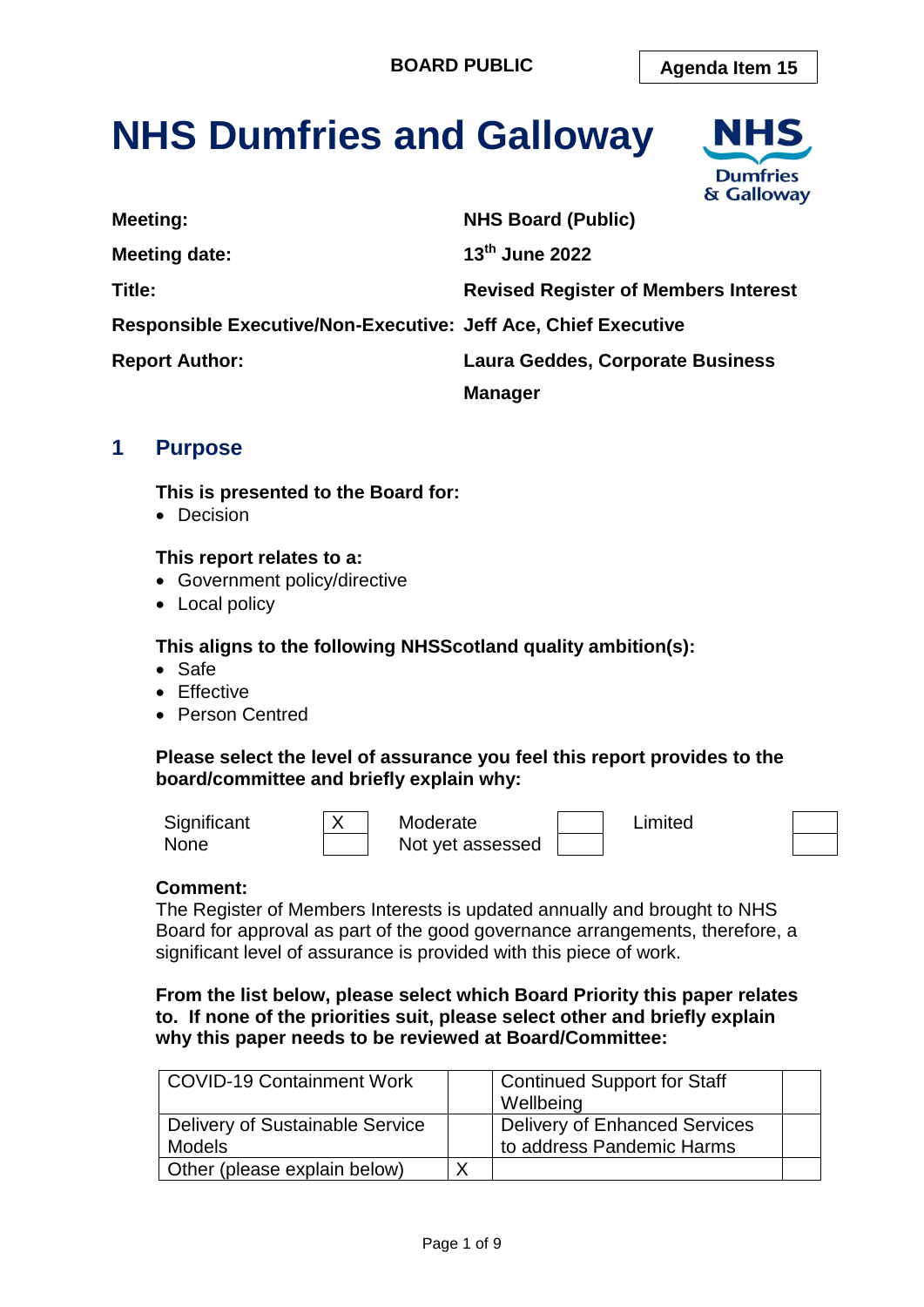**BOARD PUBLIC**

**Agenda Item 15**

# NHS Dumfries and Galloway

| | |
|---|---|
| **Meeting:** | **NHS Board (Public)** |
| **Meeting date:** | **13th June 2022** |
| **Title:** | **Revised Register of Members Interest** |
| **Responsible Executive/Non-Executive:** | **Jeff Ace, Chief Executive** |
| **Report Author:** | **Laura Geddes, Corporate Business Manager** |

## 1 Purpose

**This is presented to the Board for:**

- Decision

**This report relates to a:**

- Government policy/directive
- Local policy

**This aligns to the following NHSScotland quality ambition(s):**

- Safe
- Effective
- Person Centred

**Please select the level of assurance you feel this report provides to the board/committee and briefly explain why:**

| | | | | | |
|---|---|---|---|---|---|
| Significant | X | Moderate | | Limited | |
| None | | Not yet assessed | | | |

**Comment:**
The Register of Members Interests is updated annually and brought to NHS Board for approval as part of the good governance arrangements, therefore, a significant level of assurance is provided with this piece of work.

**From the list below, please select which Board Priority this paper relates to. If none of the priorities suit, please select other and briefly explain why this paper needs to be reviewed at Board/Committee:**

| | | | |
|---|---|---|---|
| COVID-19 Containment Work | | Continued Support for Staff Wellbeing | |
| Delivery of Sustainable Service Models | | Delivery of Enhanced Services to address Pandemic Harms | |
| Other (please explain below) | X | | |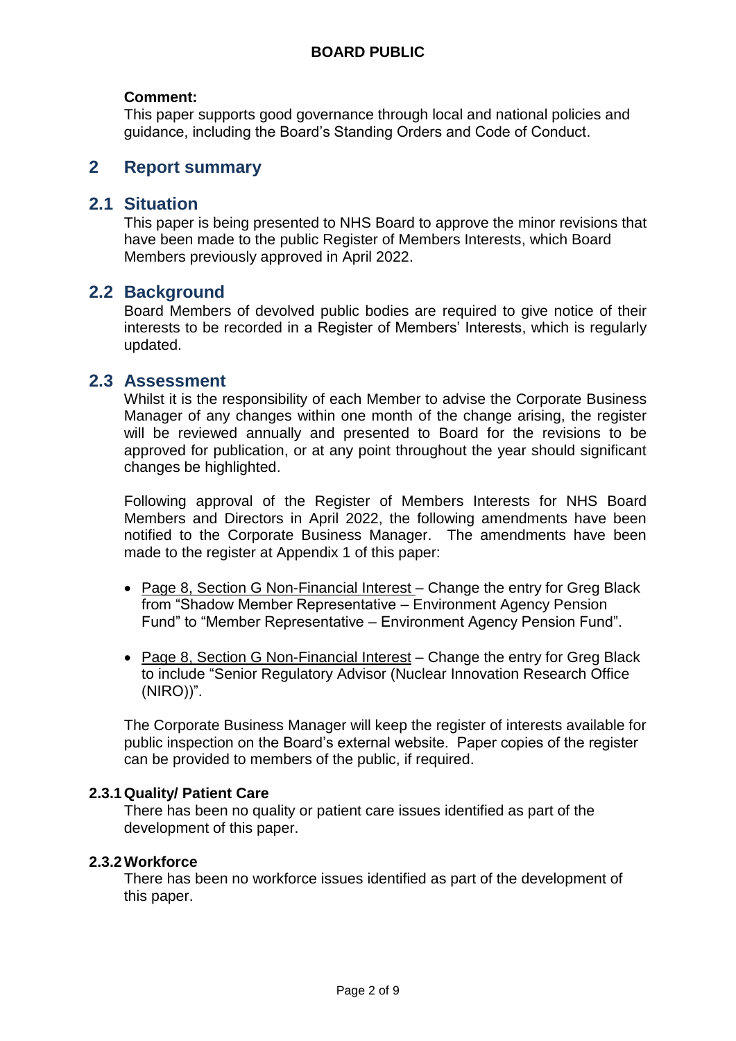**Comment:**
This paper supports good governance through local and national policies and guidance, including the Board's Standing Orders and Code of Conduct.

## 2 Report summary

### 2.1 Situation

This paper is being presented to NHS Board to approve the minor revisions that have been made to the public Register of Members Interests, which Board Members previously approved in April 2022.

### 2.2 Background

Board Members of devolved public bodies are required to give notice of their interests to be recorded in a Register of Members' Interests, which is regularly updated.

### 2.3 Assessment

Whilst it is the responsibility of each Member to advise the Corporate Business Manager of any changes within one month of the change arising, the register will be reviewed annually and presented to Board for the revisions to be approved for publication, or at any point throughout the year should significant changes be highlighted.

Following approval of the Register of Members Interests for NHS Board Members and Directors in April 2022, the following amendments have been notified to the Corporate Business Manager. The amendments have been made to the register at Appendix 1 of this paper:

- Page 8, Section G Non-Financial Interest – Change the entry for Greg Black from "Shadow Member Representative – Environment Agency Pension Fund" to "Member Representative – Environment Agency Pension Fund".
- Page 8, Section G Non-Financial Interest – Change the entry for Greg Black to include "Senior Regulatory Advisor (Nuclear Innovation Research Office (NIRO))".

The Corporate Business Manager will keep the register of interests available for public inspection on the Board's external website. Paper copies of the register can be provided to members of the public, if required.

#### 2.3.1 Quality/ Patient Care

There has been no quality or patient care issues identified as part of the development of this paper.

#### 2.3.2 Workforce

There has been no workforce issues identified as part of the development of this paper.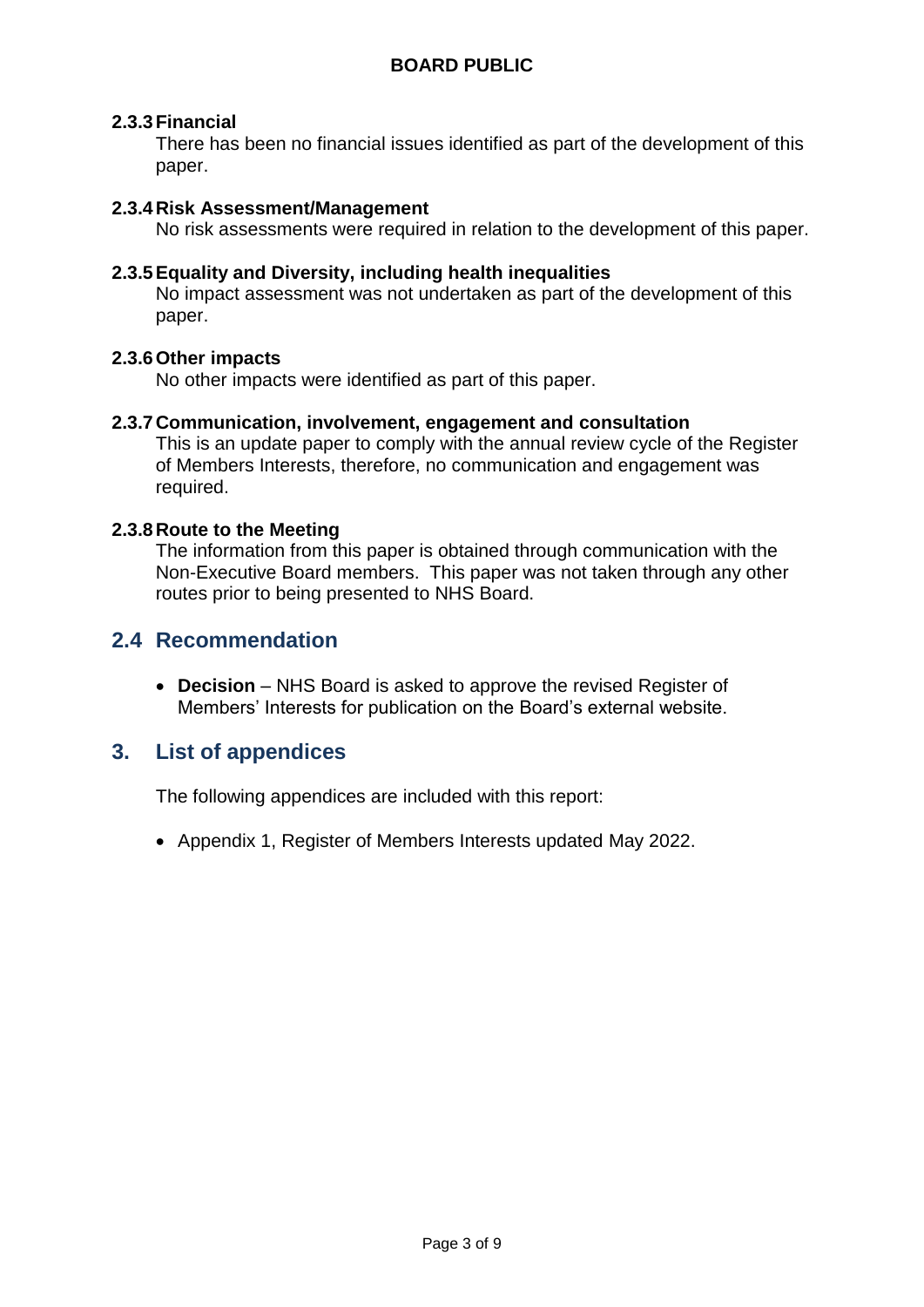#### 2.3.3 Financial

There has been no financial issues identified as part of the development of this paper.

#### 2.3.4 Risk Assessment/Management

No risk assessments were required in relation to the development of this paper.

#### 2.3.5 Equality and Diversity, including health inequalities

No impact assessment was not undertaken as part of the development of this paper.

#### 2.3.6 Other impacts

No other impacts were identified as part of this paper.

#### 2.3.7 Communication, involvement, engagement and consultation

This is an update paper to comply with the annual review cycle of the Register of Members Interests, therefore, no communication and engagement was required.

#### 2.3.8 Route to the Meeting

The information from this paper is obtained through communication with the Non-Executive Board members. This paper was not taken through any other routes prior to being presented to NHS Board.

## 2.4 Recommendation

- **Decision** – NHS Board is asked to approve the revised Register of Members' Interests for publication on the Board's external website.

## 3. List of appendices

The following appendices are included with this report:

- Appendix 1, Register of Members Interests updated May 2022.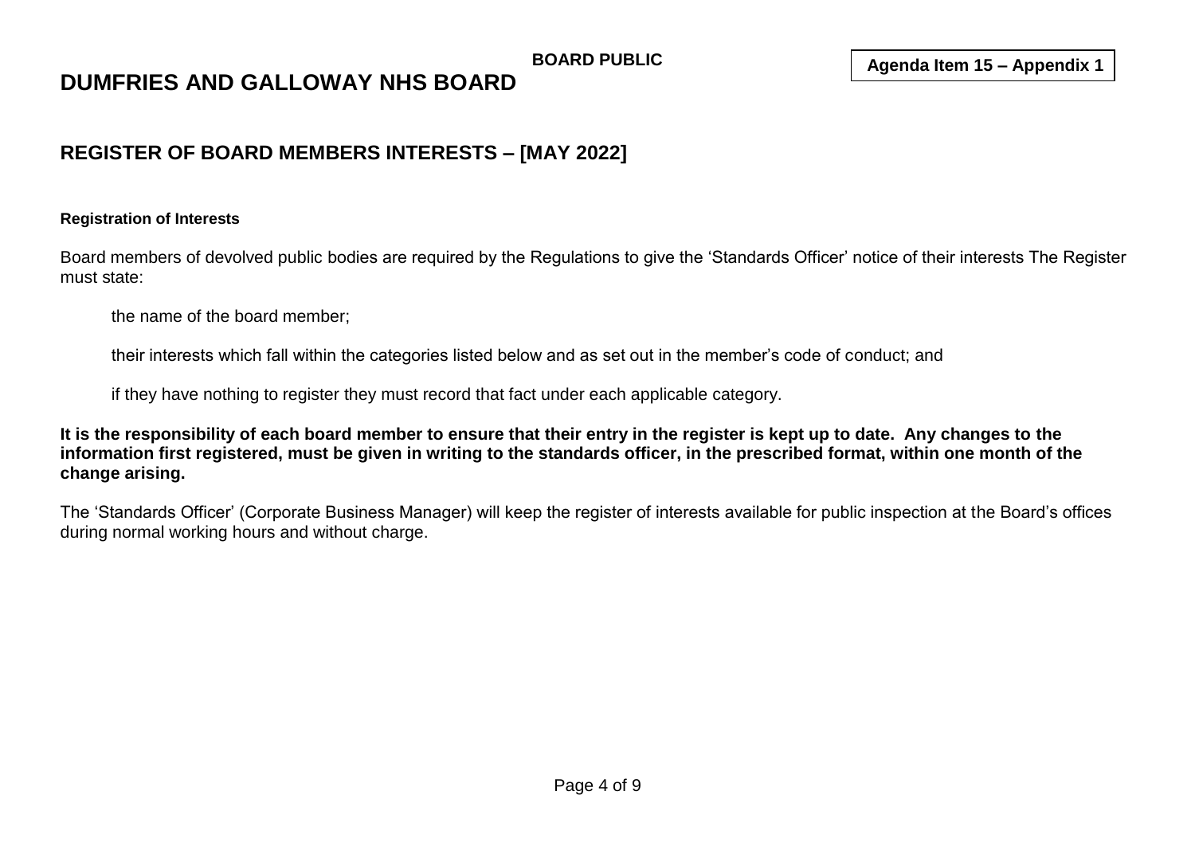BOARD PUBLIC

**Agenda Item 15 – Appendix 1**

# DUMFRIES AND GALLOWAY NHS BOARD

## REGISTER OF BOARD MEMBERS INTERESTS – [MAY 2022]

**Registration of Interests**

Board members of devolved public bodies are required by the Regulations to give the 'Standards Officer' notice of their interests The Register must state:

the name of the board member;

their interests which fall within the categories listed below and as set out in the member's code of conduct; and

if they have nothing to register they must record that fact under each applicable category.

**It is the responsibility of each board member to ensure that their entry in the register is kept up to date. Any changes to the information first registered, must be given in writing to the standards officer, in the prescribed format, within one month of the change arising.**

The 'Standards Officer' (Corporate Business Manager) will keep the register of interests available for public inspection at the Board's offices during normal working hours and without charge.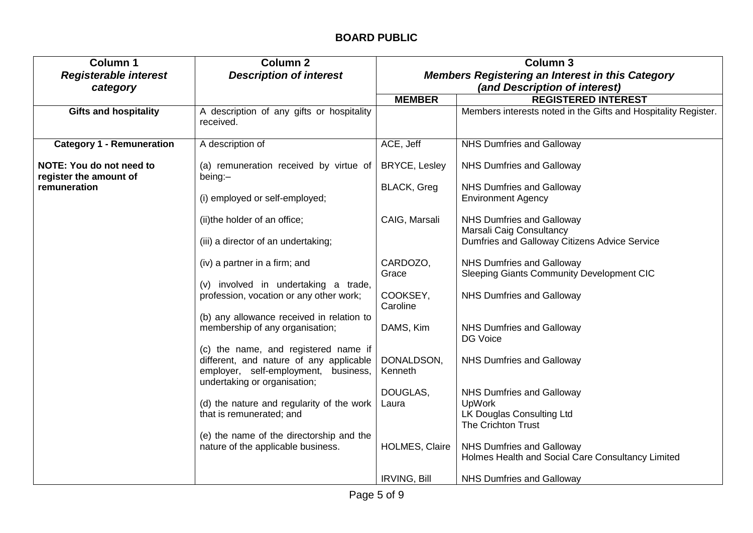**BOARD PUBLIC**

| Column 1 *Registerable interest category* | Column 2 *Description of interest* | Column 3 *Members Registering an Interest in this Category (and Description of interest)* | |
|---|---|---|---|
| | | **MEMBER** | **REGISTERED INTEREST** |
| **Gifts and hospitality** | A description of any gifts or hospitality received. | | Members interests noted in the Gifts and Hospitality Register. |
| **Category 1 - Remuneration**<br><br>**NOTE: You do not need to register the amount of remuneration** | A description of<br><br>(a) remuneration received by virtue of being:–<br><br>(i) employed or self-employed;<br><br>(ii)the holder of an office;<br><br>(iii) a director of an undertaking;<br><br>(iv) a partner in a firm; and<br><br>(v) involved in undertaking a trade, profession, vocation or any other work;<br><br>(b) any allowance received in relation to membership of any organisation;<br><br>(c) the name, and registered name if different, and nature of any applicable employer, self-employment, business, undertaking or organisation;<br><br>(d) the nature and regularity of the work that is remunerated; and<br><br>(e) the name of the directorship and the nature of the applicable business. | ACE, Jeff | NHS Dumfries and Galloway |
| | | BRYCE, Lesley | NHS Dumfries and Galloway |
| | | BLACK, Greg | NHS Dumfries and Galloway<br>Environment Agency |
| | | CAIG, Marsali | NHS Dumfries and Galloway<br>Marsali Caig Consultancy<br>Dumfries and Galloway Citizens Advice Service |
| | | CARDOZO, Grace | NHS Dumfries and Galloway<br>Sleeping Giants Community Development CIC |
| | | COOKSEY, Caroline | NHS Dumfries and Galloway |
| | | DAMS, Kim | NHS Dumfries and Galloway<br>DG Voice |
| | | DONALDSON, Kenneth | NHS Dumfries and Galloway |
| | | DOUGLAS, Laura | NHS Dumfries and Galloway<br>UpWork<br>LK Douglas Consulting Ltd<br>The Crichton Trust |
| | | HOLMES, Claire | NHS Dumfries and Galloway<br>Holmes Health and Social Care Consultancy Limited |
| | | IRVING, Bill | NHS Dumfries and Galloway |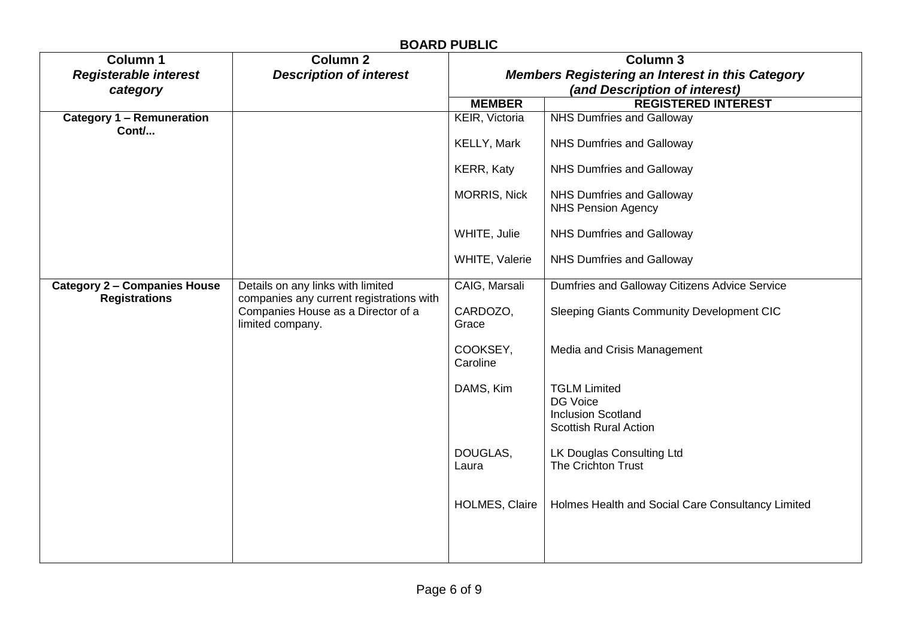**BOARD PUBLIC**

| Column 1<br>*Registerable interest category* | Column 2<br>*Description of interest* | Column 3<br>*Members Registering an Interest in this Category (and Description of interest)* | |
|---|---|---|---|
| | | **MEMBER** | **REGISTERED INTEREST** |
| **Category 1 – Remuneration Cont/...** | | KEIR, Victoria | NHS Dumfries and Galloway |
| | | KELLY, Mark | NHS Dumfries and Galloway |
| | | KERR, Katy | NHS Dumfries and Galloway |
| | | MORRIS, Nick | NHS Dumfries and Galloway<br>NHS Pension Agency |
| | | WHITE, Julie | NHS Dumfries and Galloway |
| | | WHITE, Valerie | NHS Dumfries and Galloway |
| **Category 2 – Companies House Registrations** | Details on any links with limited companies any current registrations with Companies House as a Director of a limited company. | CAIG, Marsali | Dumfries and Galloway Citizens Advice Service |
| | | CARDOZO, Grace | Sleeping Giants Community Development CIC |
| | | COOKSEY, Caroline | Media and Crisis Management |
| | | DAMS, Kim | TGLM Limited<br>DG Voice<br>Inclusion Scotland<br>Scottish Rural Action |
| | | DOUGLAS, Laura | LK Douglas Consulting Ltd<br>The Crichton Trust |
| | | HOLMES, Claire | Holmes Health and Social Care Consultancy Limited |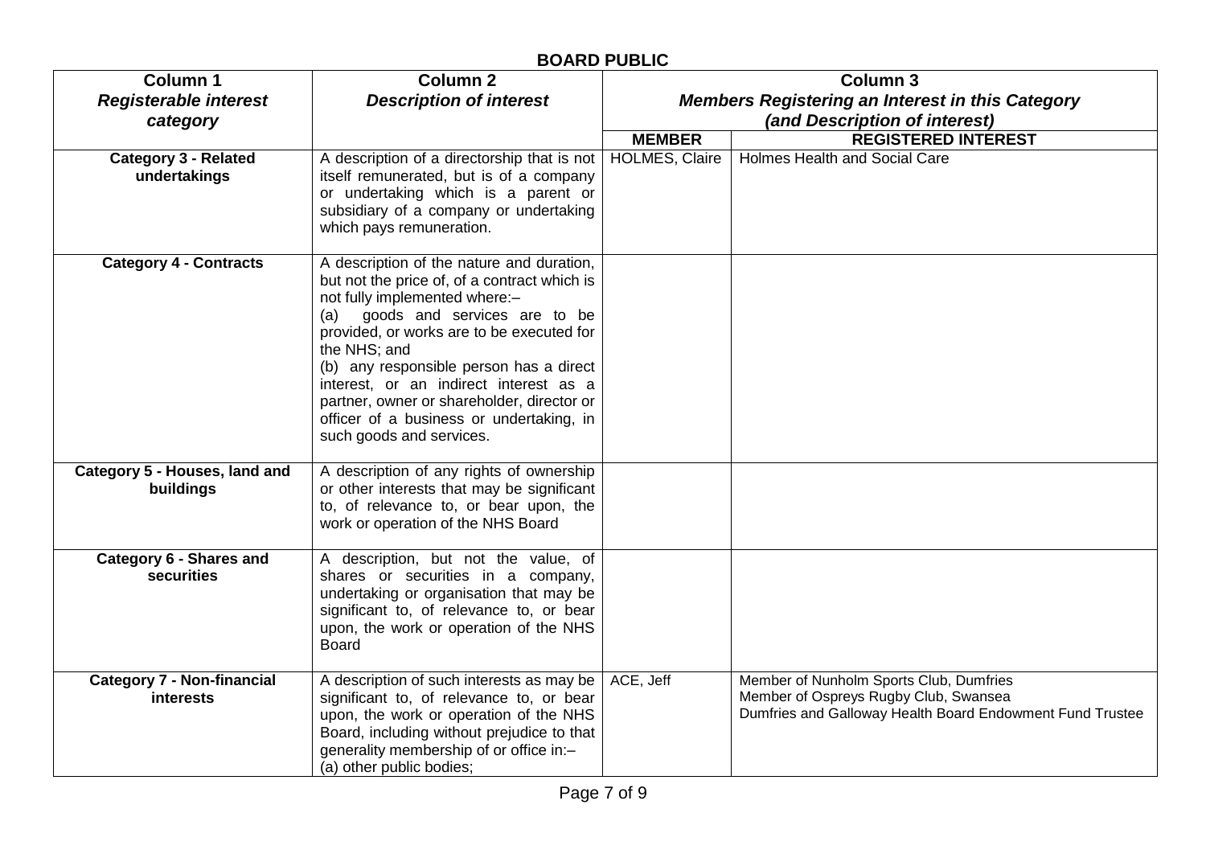**BOARD PUBLIC**

| Column 1<br>*Registerable interest category* | Column 2<br>*Description of interest* | Column 3<br>*Members Registering an Interest in this Category (and Description of interest)* | |
|---|---|---|---|
| | | **MEMBER** | **REGISTERED INTEREST** |
| **Category 3 - Related undertakings** | A description of a directorship that is not itself remunerated, but is of a company or undertaking which is a parent or subsidiary of a company or undertaking which pays remuneration. | HOLMES, Claire | Holmes Health and Social Care |
| **Category 4 - Contracts** | A description of the nature and duration, but not the price of, of a contract which is not fully implemented where:–<br>(a) goods and services are to be provided, or works are to be executed for the NHS; and<br>(b) any responsible person has a direct interest, or an indirect interest as a partner, owner or shareholder, director or officer of a business or undertaking, in such goods and services. | | |
| **Category 5 - Houses, land and buildings** | A description of any rights of ownership or other interests that may be significant to, of relevance to, or bear upon, the work or operation of the NHS Board | | |
| **Category 6 - Shares and securities** | A description, but not the value, of shares or securities in a company, undertaking or organisation that may be significant to, of relevance to, or bear upon, the work or operation of the NHS Board | | |
| **Category 7 - Non-financial interests** | A description of such interests as may be significant to, of relevance to, or bear upon, the work or operation of the NHS Board, including without prejudice to that generality membership of or office in:–<br>(a) other public bodies; | ACE, Jeff | Member of Nunholm Sports Club, Dumfries<br>Member of Ospreys Rugby Club, Swansea<br>Dumfries and Galloway Health Board Endowment Fund Trustee |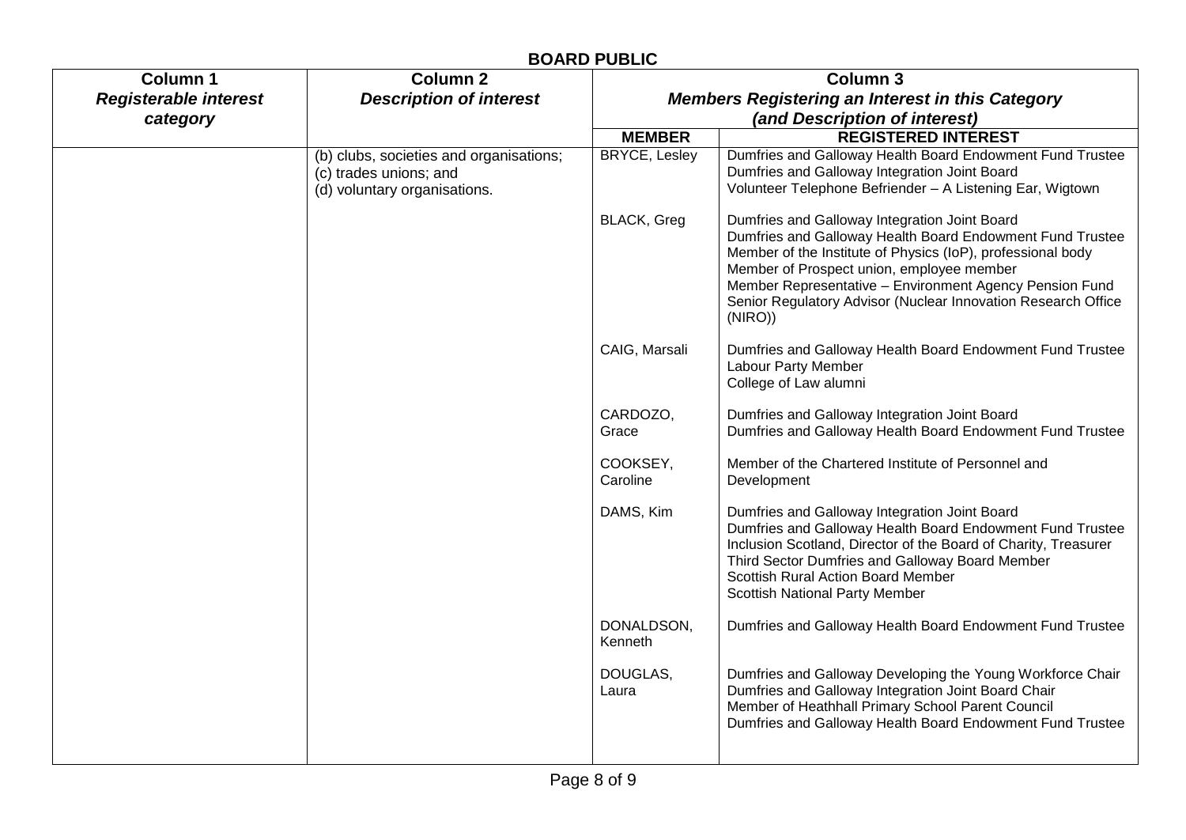## BOARD PUBLIC

| Column 1<br>*Registerable interest category* | Column 2<br>*Description of interest* | Column 3<br>*Members Registering an Interest in this Category (and Description of interest)* | |
|---|---|---|---|
| | | **MEMBER** | **REGISTERED INTEREST** |
| | (b) clubs, societies and organisations;<br>(c) trades unions; and<br>(d) voluntary organisations. | BRYCE, Lesley | Dumfries and Galloway Health Board Endowment Fund Trustee<br>Dumfries and Galloway Integration Joint Board<br>Volunteer Telephone Befriender – A Listening Ear, Wigtown |
| | | BLACK, Greg | Dumfries and Galloway Integration Joint Board<br>Dumfries and Galloway Health Board Endowment Fund Trustee<br>Member of the Institute of Physics (IoP), professional body<br>Member of Prospect union, employee member<br>Member Representative – Environment Agency Pension Fund<br>Senior Regulatory Advisor (Nuclear Innovation Research Office (NIRO)) |
| | | CAIG, Marsali | Dumfries and Galloway Health Board Endowment Fund Trustee<br>Labour Party Member<br>College of Law alumni |
| | | CARDOZO, Grace | Dumfries and Galloway Integration Joint Board<br>Dumfries and Galloway Health Board Endowment Fund Trustee |
| | | COOKSEY, Caroline | Member of the Chartered Institute of Personnel and Development |
| | | DAMS, Kim | Dumfries and Galloway Integration Joint Board<br>Dumfries and Galloway Health Board Endowment Fund Trustee<br>Inclusion Scotland, Director of the Board of Charity, Treasurer<br>Third Sector Dumfries and Galloway Board Member<br>Scottish Rural Action Board Member<br>Scottish National Party Member |
| | | DONALDSON, Kenneth | Dumfries and Galloway Health Board Endowment Fund Trustee |
| | | DOUGLAS, Laura | Dumfries and Galloway Developing the Young Workforce Chair<br>Dumfries and Galloway Integration Joint Board Chair<br>Member of Heathhall Primary School Parent Council<br>Dumfries and Galloway Health Board Endowment Fund Trustee |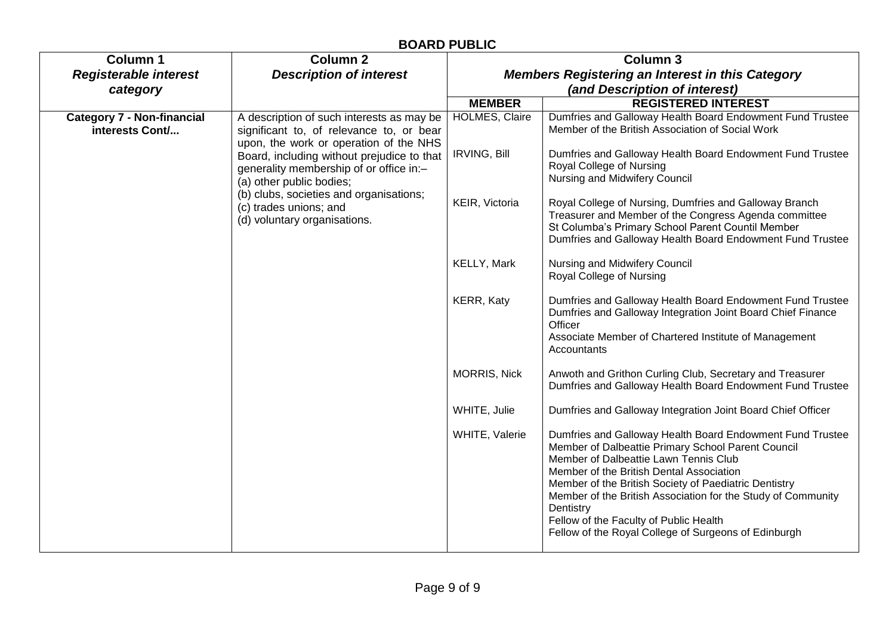**BOARD PUBLIC**

| **Column 1** *Registerable interest category* | **Column 2** *Description of interest* | **Column 3** *Members Registering an Interest in this Category (and Description of interest)* | |
|---|---|---|---|
| | | **MEMBER** | **REGISTERED INTEREST** |
| **Category 7 - Non-financial interests Cont/...** | A description of such interests as may be significant to, of relevance to, or bear upon, the work or operation of the NHS Board, including without prejudice to that generality membership of or office in:–<br>(a) other public bodies;<br>(b) clubs, societies and organisations;<br>(c) trades unions; and<br>(d) voluntary organisations. | HOLMES, Claire | Dumfries and Galloway Health Board Endowment Fund Trustee<br>Member of the British Association of Social Work |
| | | IRVING, Bill | Dumfries and Galloway Health Board Endowment Fund Trustee<br>Royal College of Nursing<br>Nursing and Midwifery Council |
| | | KEIR, Victoria | Royal College of Nursing, Dumfries and Galloway Branch Treasurer and Member of the Congress Agenda committee<br>St Columba's Primary School Parent Countil Member<br>Dumfries and Galloway Health Board Endowment Fund Trustee |
| | | KELLY, Mark | Nursing and Midwifery Council<br>Royal College of Nursing |
| | | KERR, Katy | Dumfries and Galloway Health Board Endowment Fund Trustee<br>Dumfries and Galloway Integration Joint Board Chief Finance Officer<br>Associate Member of Chartered Institute of Management Accountants |
| | | MORRIS, Nick | Anwoth and Grithon Curling Club, Secretary and Treasurer<br>Dumfries and Galloway Health Board Endowment Fund Trustee |
| | | WHITE, Julie | Dumfries and Galloway Integration Joint Board Chief Officer |
| | | WHITE, Valerie | Dumfries and Galloway Health Board Endowment Fund Trustee<br>Member of Dalbeattie Primary School Parent Council<br>Member of Dalbeattie Lawn Tennis Club<br>Member of the British Dental Association<br>Member of the British Society of Paediatric Dentistry<br>Member of the British Association for the Study of Community Dentistry<br>Fellow of the Faculty of Public Health<br>Fellow of the Royal College of Surgeons of Edinburgh |